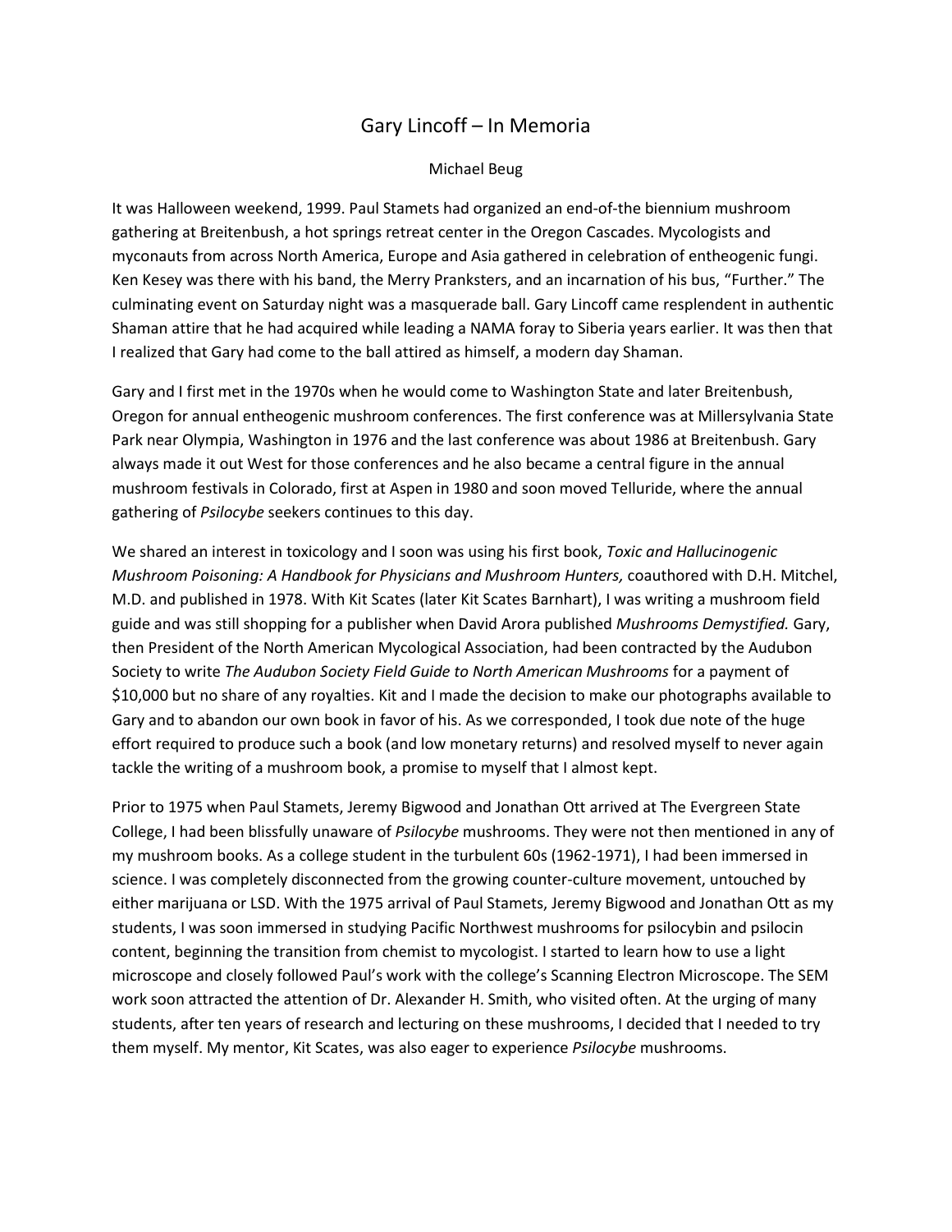# Gary Lincoff – In Memoria

Michael Beug

It was Halloween weekend, 1999. Paul Stamets had organized an end-of-the biennium mushroom gathering at Breitenbush, a hot springs retreat center in the Oregon Cascades. Mycologists and myconauts from across North America, Europe and Asia gathered in celebration of entheogenic fungi. Ken Kesey was there with his band, the Merry Pranksters, and an incarnation of his bus, "Further." The culminating event on Saturday night was a masquerade ball. Gary Lincoff came resplendent in authentic Shaman attire that he had acquired while leading a NAMA foray to Siberia years earlier. It was then that I realized that Gary had come to the ball attired as himself, a modern day Shaman.

Gary and I first met in the 1970s when he would come to Washington State and later Breitenbush, Oregon for annual entheogenic mushroom conferences. The first conference was at Millersylvania State Park near Olympia, Washington in 1976 and the last conference was about 1986 at Breitenbush. Gary always made it out West for those conferences and he also became a central figure in the annual mushroom festivals in Colorado, first at Aspen in 1980 and soon moved Telluride, where the annual gathering of *Psilocybe* seekers continues to this day.

We shared an interest in toxicology and I soon was using his first book, *Toxic and Hallucinogenic Mushroom Poisoning: A Handbook for Physicians and Mushroom Hunters,* coauthored with D.H. Mitchel, M.D. and published in 1978. With Kit Scates (later Kit Scates Barnhart), I was writing a mushroom field guide and was still shopping for a publisher when David Arora published *Mushrooms Demystified.* Gary, then President of the North American Mycological Association, had been contracted by the Audubon Society to write *The Audubon Society Field Guide to North American Mushrooms* for a payment of $10,000 but no share of any royalties. Kit and I made the decision to make our photographs available to Gary and to abandon our own book in favor of his. As we corresponded, I took due note of the huge effort required to produce such a book (and low monetary returns) and resolved myself to never again tackle the writing of a mushroom book, a promise to myself that I almost kept.

Prior to 1975 when Paul Stamets, Jeremy Bigwood and Jonathan Ott arrived at The Evergreen State College, I had been blissfully unaware of *Psilocybe* mushrooms. They were not then mentioned in any of my mushroom books. As a college student in the turbulent 60s (1962-1971), I had been immersed in science. I was completely disconnected from the growing counter-culture movement, untouched by either marijuana or LSD. With the 1975 arrival of Paul Stamets, Jeremy Bigwood and Jonathan Ott as my students, I was soon immersed in studying Pacific Northwest mushrooms for psilocybin and psilocin content, beginning the transition from chemist to mycologist. I started to learn how to use a light microscope and closely followed Paul's work with the college's Scanning Electron Microscope. The SEM work soon attracted the attention of Dr. Alexander H. Smith, who visited often. At the urging of many students, after ten years of research and lecturing on these mushrooms, I decided that I needed to try them myself. My mentor, Kit Scates, was also eager to experience *Psilocybe* mushrooms.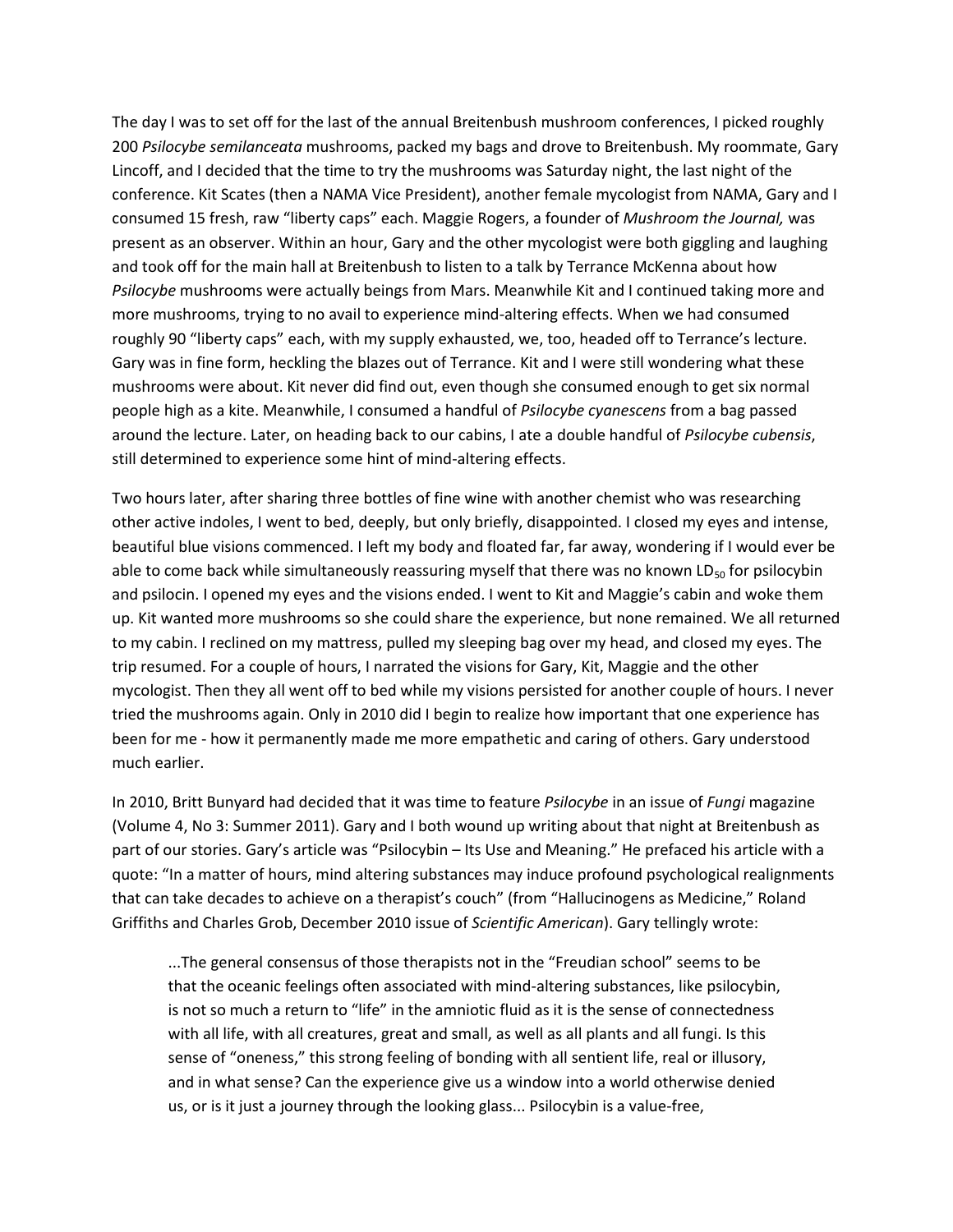The day I was to set off for the last of the annual Breitenbush mushroom conferences, I picked roughly 200 *Psilocybe semilanceata* mushrooms, packed my bags and drove to Breitenbush. My roommate, Gary Lincoff, and I decided that the time to try the mushrooms was Saturday night, the last night of the conference. Kit Scates (then a NAMA Vice President), another female mycologist from NAMA, Gary and I consumed 15 fresh, raw "liberty caps" each. Maggie Rogers, a founder of *Mushroom the Journal,* was present as an observer. Within an hour, Gary and the other mycologist were both giggling and laughing and took off for the main hall at Breitenbush to listen to a talk by Terrance McKenna about how *Psilocybe* mushrooms were actually beings from Mars. Meanwhile Kit and I continued taking more and more mushrooms, trying to no avail to experience mind-altering effects. When we had consumed roughly 90 "liberty caps" each, with my supply exhausted, we, too, headed off to Terrance's lecture. Gary was in fine form, heckling the blazes out of Terrance. Kit and I were still wondering what these mushrooms were about. Kit never did find out, even though she consumed enough to get six normal people high as a kite. Meanwhile, I consumed a handful of *Psilocybe cyanescens* from a bag passed around the lecture. Later, on heading back to our cabins, I ate a double handful of *Psilocybe cubensis*, still determined to experience some hint of mind-altering effects.

Two hours later, after sharing three bottles of fine wine with another chemist who was researching other active indoles, I went to bed, deeply, but only briefly, disappointed. I closed my eyes and intense, beautiful blue visions commenced. I left my body and floated far, far away, wondering if I would ever be able to come back while simultaneously reassuring myself that there was no known $LD_{50}$ for psilocybin and psilocin. I opened my eyes and the visions ended. I went to Kit and Maggie's cabin and woke them up. Kit wanted more mushrooms so she could share the experience, but none remained. We all returned to my cabin. I reclined on my mattress, pulled my sleeping bag over my head, and closed my eyes. The trip resumed. For a couple of hours, I narrated the visions for Gary, Kit, Maggie and the other mycologist. Then they all went off to bed while my visions persisted for another couple of hours. I never tried the mushrooms again. Only in 2010 did I begin to realize how important that one experience has been for me - how it permanently made me more empathetic and caring of others. Gary understood much earlier.

In 2010, Britt Bunyard had decided that it was time to feature *Psilocybe* in an issue of *Fungi* magazine (Volume 4, No 3: Summer 2011). Gary and I both wound up writing about that night at Breitenbush as part of our stories. Gary's article was "Psilocybin – Its Use and Meaning." He prefaced his article with a quote: "In a matter of hours, mind altering substances may induce profound psychological realignments that can take decades to achieve on a therapist's couch" (from "Hallucinogens as Medicine," Roland Griffiths and Charles Grob, December 2010 issue of *Scientific American*). Gary tellingly wrote:

> ...The general consensus of those therapists not in the "Freudian school" seems to be that the oceanic feelings often associated with mind-altering substances, like psilocybin, is not so much a return to "life" in the amniotic fluid as it is the sense of connectedness with all life, with all creatures, great and small, as well as all plants and all fungi. Is this sense of "oneness," this strong feeling of bonding with all sentient life, real or illusory, and in what sense? Can the experience give us a window into a world otherwise denied us, or is it just a journey through the looking glass... Psilocybin is a value-free,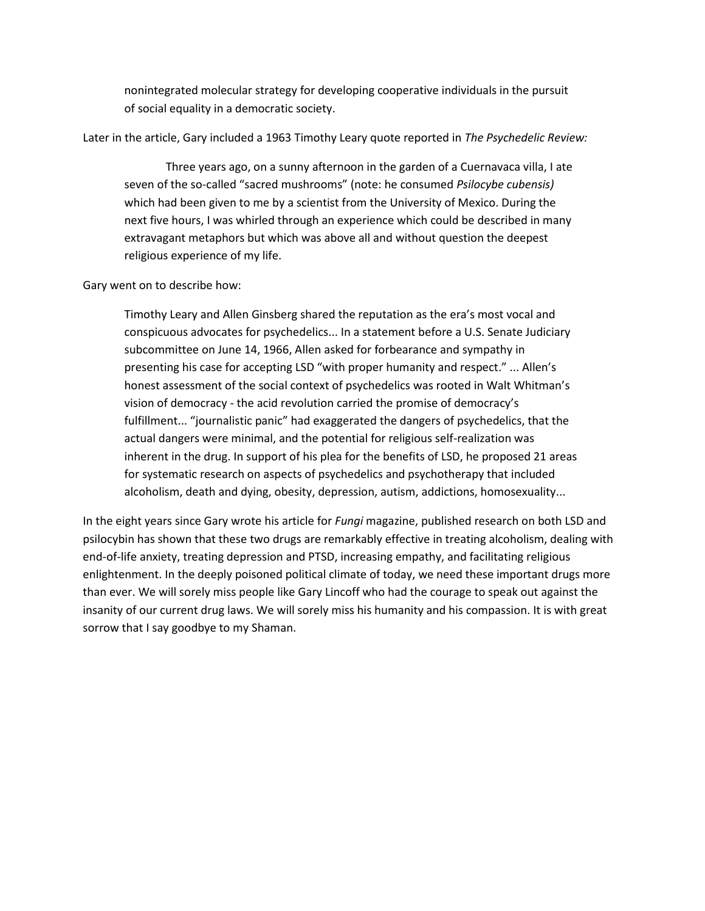> nonintegrated molecular strategy for developing cooperative individuals in the pursuit of social equality in a democratic society.

Later in the article, Gary included a 1963 Timothy Leary quote reported in *The Psychedelic Review:*

> Three years ago, on a sunny afternoon in the garden of a Cuernavaca villa, I ate seven of the so-called "sacred mushrooms" (note: he consumed *Psilocybe cubensis)* which had been given to me by a scientist from the University of Mexico. During the next five hours, I was whirled through an experience which could be described in many extravagant metaphors but which was above all and without question the deepest religious experience of my life.

Gary went on to describe how:

> Timothy Leary and Allen Ginsberg shared the reputation as the era's most vocal and conspicuous advocates for psychedelics... In a statement before a U.S. Senate Judiciary subcommittee on June 14, 1966, Allen asked for forbearance and sympathy in presenting his case for accepting LSD "with proper humanity and respect." ... Allen's honest assessment of the social context of psychedelics was rooted in Walt Whitman's vision of democracy - the acid revolution carried the promise of democracy's fulfillment... "journalistic panic" had exaggerated the dangers of psychedelics, that the actual dangers were minimal, and the potential for religious self-realization was inherent in the drug. In support of his plea for the benefits of LSD, he proposed 21 areas for systematic research on aspects of psychedelics and psychotherapy that included alcoholism, death and dying, obesity, depression, autism, addictions, homosexuality...

In the eight years since Gary wrote his article for *Fungi* magazine, published research on both LSD and psilocybin has shown that these two drugs are remarkably effective in treating alcoholism, dealing with end-of-life anxiety, treating depression and PTSD, increasing empathy, and facilitating religious enlightenment. In the deeply poisoned political climate of today, we need these important drugs more than ever. We will sorely miss people like Gary Lincoff who had the courage to speak out against the insanity of our current drug laws. We will sorely miss his humanity and his compassion. It is with great sorrow that I say goodbye to my Shaman.